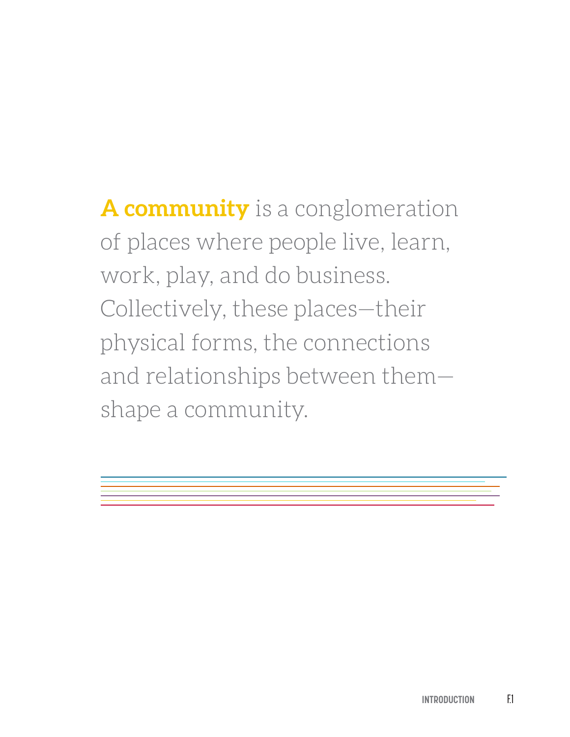**A community** is a conglomeration of places where people live, learn, work, play, and do business. Collectively, these places—their physical forms, the connections and relationships between them—shape a community.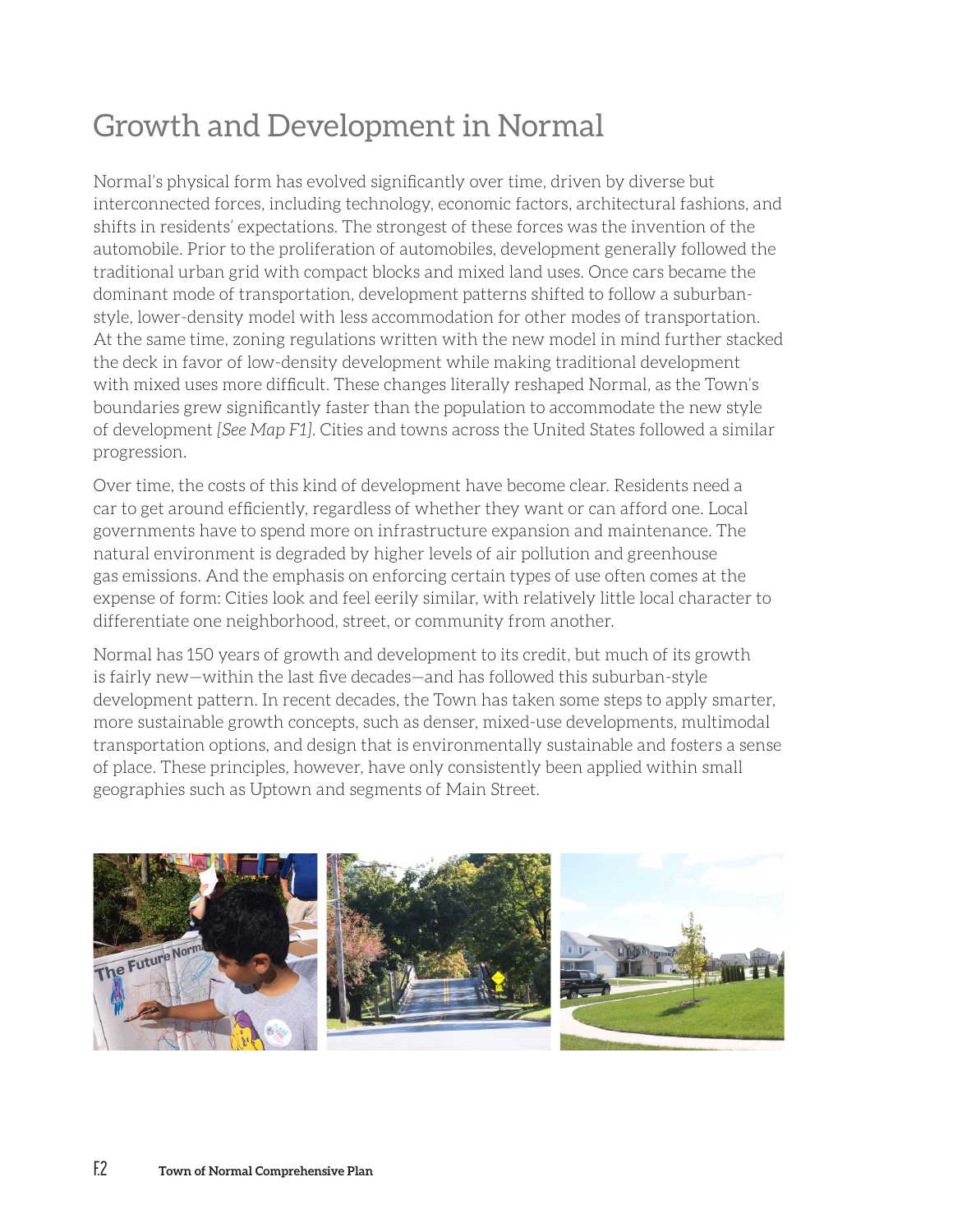# Growth and Development in Normal

Normal's physical form has evolved significantly over time, driven by diverse but interconnected forces, including technology, economic factors, architectural fashions, and shifts in residents' expectations. The strongest of these forces was the invention of the automobile. Prior to the proliferation of automobiles, development generally followed the traditional urban grid with compact blocks and mixed land uses. Once cars became the dominant mode of transportation, development patterns shifted to follow a suburban-style, lower-density model with less accommodation for other modes of transportation. At the same time, zoning regulations written with the new model in mind further stacked the deck in favor of low-density development while making traditional development with mixed uses more difficult. These changes literally reshaped Normal, as the Town's boundaries grew significantly faster than the population to accommodate the new style of development *[See Map F1]*. Cities and towns across the United States followed a similar progression.

Over time, the costs of this kind of development have become clear. Residents need a car to get around efficiently, regardless of whether they want or can afford one. Local governments have to spend more on infrastructure expansion and maintenance. The natural environment is degraded by higher levels of air pollution and greenhouse gas emissions. And the emphasis on enforcing certain types of use often comes at the expense of form: Cities look and feel eerily similar, with relatively little local character to differentiate one neighborhood, street, or community from another.

Normal has 150 years of growth and development to its credit, but much of its growth is fairly new—within the last five decades—and has followed this suburban-style development pattern. In recent decades, the Town has taken some steps to apply smarter, more sustainable growth concepts, such as denser, mixed-use developments, multimodal transportation options, and design that is environmentally sustainable and fosters a sense of place. These principles, however, have only consistently been applied within small geographies such as Uptown and segments of Main Street.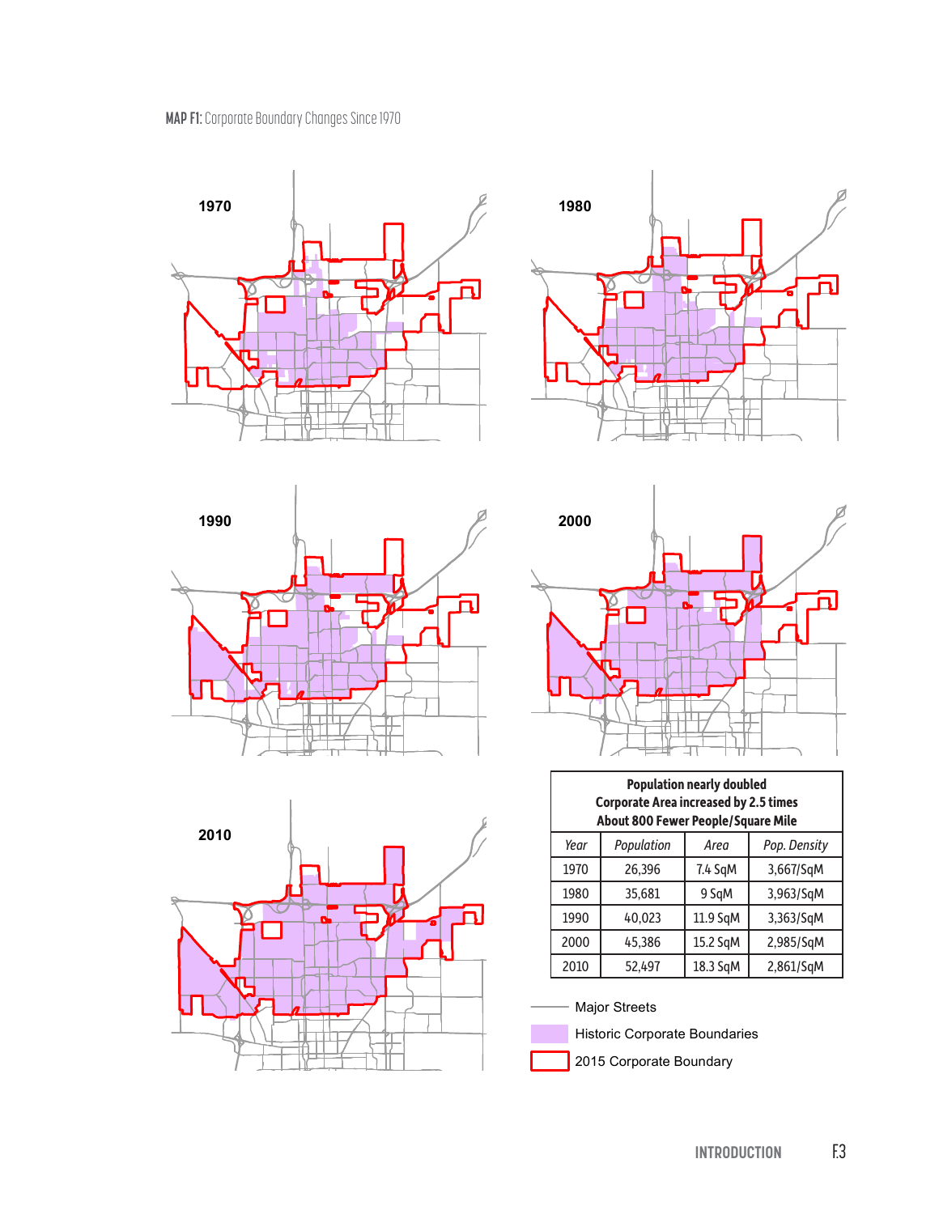**MAP F1:** Corporate Boundary Changes Since 1970

1970

1980

1990

2000

2010

| Population nearly doubled<br>Corporate Area increased by 2.5 times<br>About 800 Fewer People/Square Mile | | | |
|---|---|---|---|
| *Year* | *Population* | *Area* | *Pop. Density* |
| 1970 | 26,396 | 7.4 SqM | 3,667/SqM |
| 1980 | 35,681 | 9 SqM | 3,963/SqM |
| 1990 | 40,023 | 11.9 SqM | 3,363/SqM |
| 2000 | 45,386 | 15.2 SqM | 2,985/SqM |
| 2010 | 52,497 | 18.3 SqM | 2,861/SqM |

Major Streets

Historic Corporate Boundaries

2015 Corporate Boundary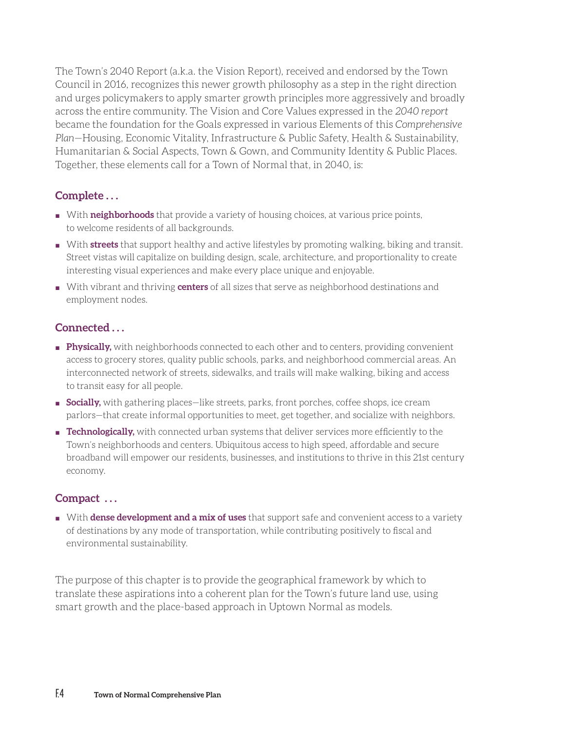The Town's 2040 Report (a.k.a. the Vision Report), received and endorsed by the Town Council in 2016, recognizes this newer growth philosophy as a step in the right direction and urges policymakers to apply smarter growth principles more aggressively and broadly across the entire community. The Vision and Core Values expressed in the *2040 report* became the foundation for the Goals expressed in various Elements of this *Comprehensive Plan*—Housing, Economic Vitality, Infrastructure & Public Safety, Health & Sustainability, Humanitarian & Social Aspects, Town & Gown, and Community Identity & Public Places. Together, these elements call for a Town of Normal that, in 2040, is:

### Complete . . .

- With **neighborhoods** that provide a variety of housing choices, at various price points, to welcome residents of all backgrounds.
- With **streets** that support healthy and active lifestyles by promoting walking, biking and transit. Street vistas will capitalize on building design, scale, architecture, and proportionality to create interesting visual experiences and make every place unique and enjoyable.
- With vibrant and thriving **centers** of all sizes that serve as neighborhood destinations and employment nodes.

### Connected . . .

- **Physically,** with neighborhoods connected to each other and to centers, providing convenient access to grocery stores, quality public schools, parks, and neighborhood commercial areas. An interconnected network of streets, sidewalks, and trails will make walking, biking and access to transit easy for all people.
- **Socially,** with gathering places—like streets, parks, front porches, coffee shops, ice cream parlors—that create informal opportunities to meet, get together, and socialize with neighbors.
- **Technologically,** with connected urban systems that deliver services more efficiently to the Town's neighborhoods and centers. Ubiquitous access to high speed, affordable and secure broadband will empower our residents, businesses, and institutions to thrive in this 21st century economy.

### Compact . . .

- With **dense development and a mix of uses** that support safe and convenient access to a variety of destinations by any mode of transportation, while contributing positively to fiscal and environmental sustainability.

The purpose of this chapter is to provide the geographical framework by which to translate these aspirations into a coherent plan for the Town's future land use, using smart growth and the place-based approach in Uptown Normal as models.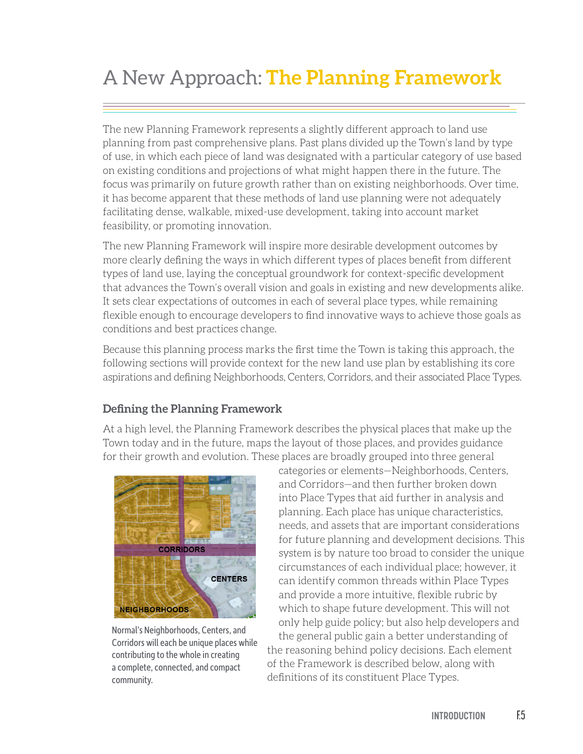# A New Approach: The Planning Framework

The new Planning Framework represents a slightly different approach to land use planning from past comprehensive plans. Past plans divided up the Town's land by type of use, in which each piece of land was designated with a particular category of use based on existing conditions and projections of what might happen there in the future. The focus was primarily on future growth rather than on existing neighborhoods. Over time, it has become apparent that these methods of land use planning were not adequately facilitating dense, walkable, mixed-use development, taking into account market feasibility, or promoting innovation.

The new Planning Framework will inspire more desirable development outcomes by more clearly defining the ways in which different types of places benefit from different types of land use, laying the conceptual groundwork for context-specific development that advances the Town's overall vision and goals in existing and new developments alike. It sets clear expectations of outcomes in each of several place types, while remaining flexible enough to encourage developers to find innovative ways to achieve those goals as conditions and best practices change.

Because this planning process marks the first time the Town is taking this approach, the following sections will provide context for the new land use plan by establishing its core aspirations and defining Neighborhoods, Centers, Corridors, and their associated Place Types.

### Defining the Planning Framework

At a high level, the Planning Framework describes the physical places that make up the Town today and in the future, maps the layout of those places, and provides guidance for their growth and evolution. These places are broadly grouped into three general categories or elements—Neighborhoods, Centers, and Corridors—and then further broken down into Place Types that aid further in analysis and planning. Each place has unique characteristics, needs, and assets that are important considerations for future planning and development decisions. This system is by nature too broad to consider the unique circumstances of each individual place; however, it can identify common threads within Place Types and provide a more intuitive, flexible rubric by which to shape future development. This will not only help guide policy; but also help developers and the general public gain a better understanding of the reasoning behind policy decisions. Each element of the Framework is described below, along with definitions of its constituent Place Types.

Normal's Neighborhoods, Centers, and Corridors will each be unique places while contributing to the whole in creating a complete, connected, and compact community.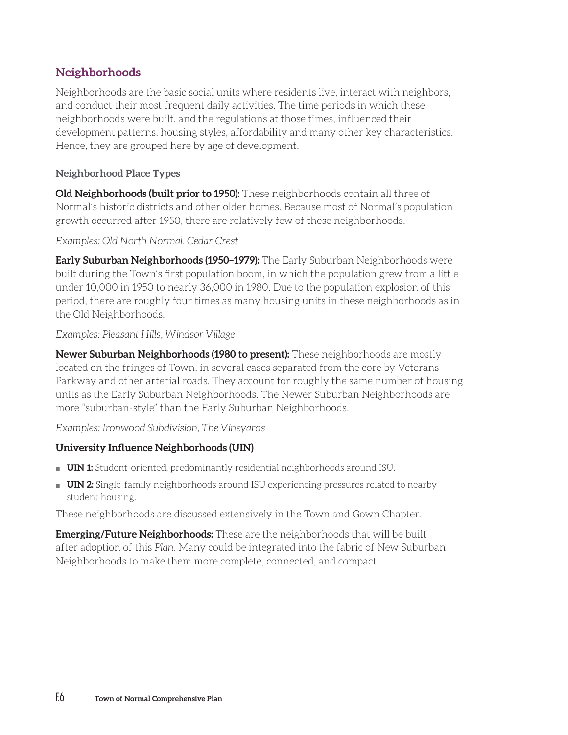## Neighborhoods

Neighborhoods are the basic social units where residents live, interact with neighbors, and conduct their most frequent daily activities. The time periods in which these neighborhoods were built, and the regulations at those times, influenced their development patterns, housing styles, affordability and many other key characteristics. Hence, they are grouped here by age of development.

### Neighborhood Place Types

**Old Neighborhoods (built prior to 1950):** These neighborhoods contain all three of Normal's historic districts and other older homes. Because most of Normal's population growth occurred after 1950, there are relatively few of these neighborhoods.

*Examples: Old North Normal, Cedar Crest*

**Early Suburban Neighborhoods (1950–1979):** The Early Suburban Neighborhoods were built during the Town's first population boom, in which the population grew from a little under 10,000 in 1950 to nearly 36,000 in 1980. Due to the population explosion of this period, there are roughly four times as many housing units in these neighborhoods as in the Old Neighborhoods.

*Examples: Pleasant Hills, Windsor Village*

**Newer Suburban Neighborhoods (1980 to present):** These neighborhoods are mostly located on the fringes of Town, in several cases separated from the core by Veterans Parkway and other arterial roads. They account for roughly the same number of housing units as the Early Suburban Neighborhoods. The Newer Suburban Neighborhoods are more "suburban-style" than the Early Suburban Neighborhoods.

*Examples: Ironwood Subdivision, The Vineyards*

**University Influence Neighborhoods (UIN)**

- **UIN 1:** Student-oriented, predominantly residential neighborhoods around ISU.
- **UIN 2:** Single-family neighborhoods around ISU experiencing pressures related to nearby student housing.

These neighborhoods are discussed extensively in the Town and Gown Chapter.

**Emerging/Future Neighborhoods:** These are the neighborhoods that will be built after adoption of this *Plan*. Many could be integrated into the fabric of New Suburban Neighborhoods to make them more complete, connected, and compact.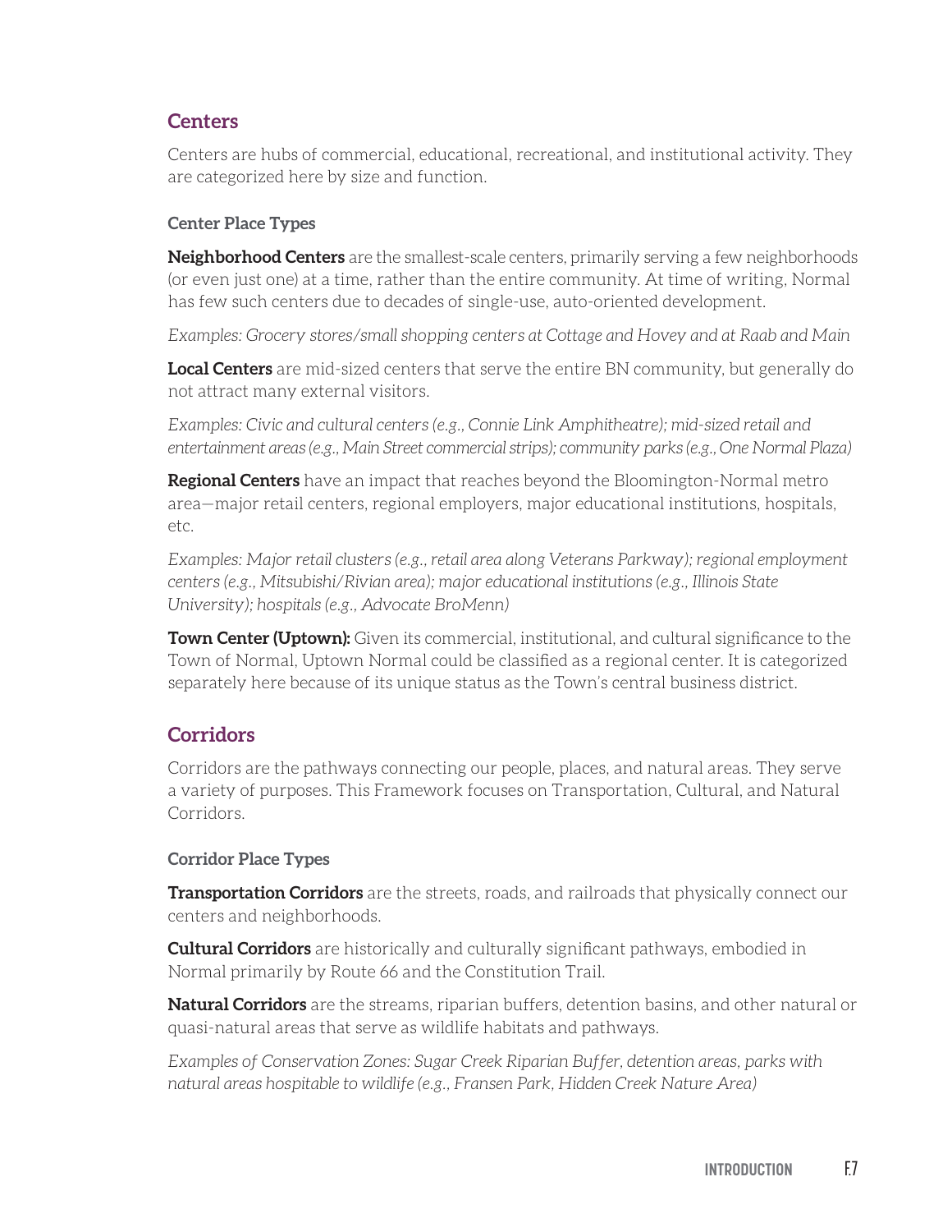## Centers

Centers are hubs of commercial, educational, recreational, and institutional activity. They are categorized here by size and function.

### Center Place Types

**Neighborhood Centers** are the smallest-scale centers, primarily serving a few neighborhoods (or even just one) at a time, rather than the entire community. At time of writing, Normal has few such centers due to decades of single-use, auto-oriented development.

*Examples: Grocery stores/small shopping centers at Cottage and Hovey and at Raab and Main*

**Local Centers** are mid-sized centers that serve the entire BN community, but generally do not attract many external visitors.

*Examples: Civic and cultural centers (e.g., Connie Link Amphitheatre); mid-sized retail and entertainment areas (e.g., Main Street commercial strips); community parks (e.g., One Normal Plaza)*

**Regional Centers** have an impact that reaches beyond the Bloomington-Normal metro area—major retail centers, regional employers, major educational institutions, hospitals, etc.

*Examples: Major retail clusters (e.g., retail area along Veterans Parkway); regional employment centers (e.g., Mitsubishi/Rivian area); major educational institutions (e.g., Illinois State University); hospitals (e.g., Advocate BroMenn)*

**Town Center (Uptown):** Given its commercial, institutional, and cultural significance to the Town of Normal, Uptown Normal could be classified as a regional center. It is categorized separately here because of its unique status as the Town's central business district.

## Corridors

Corridors are the pathways connecting our people, places, and natural areas. They serve a variety of purposes. This Framework focuses on Transportation, Cultural, and Natural Corridors.

### Corridor Place Types

**Transportation Corridors** are the streets, roads, and railroads that physically connect our centers and neighborhoods.

**Cultural Corridors** are historically and culturally significant pathways, embodied in Normal primarily by Route 66 and the Constitution Trail.

**Natural Corridors** are the streams, riparian buffers, detention basins, and other natural or quasi-natural areas that serve as wildlife habitats and pathways.

*Examples of Conservation Zones: Sugar Creek Riparian Buffer, detention areas, parks with natural areas hospitable to wildlife (e.g., Fransen Park, Hidden Creek Nature Area)*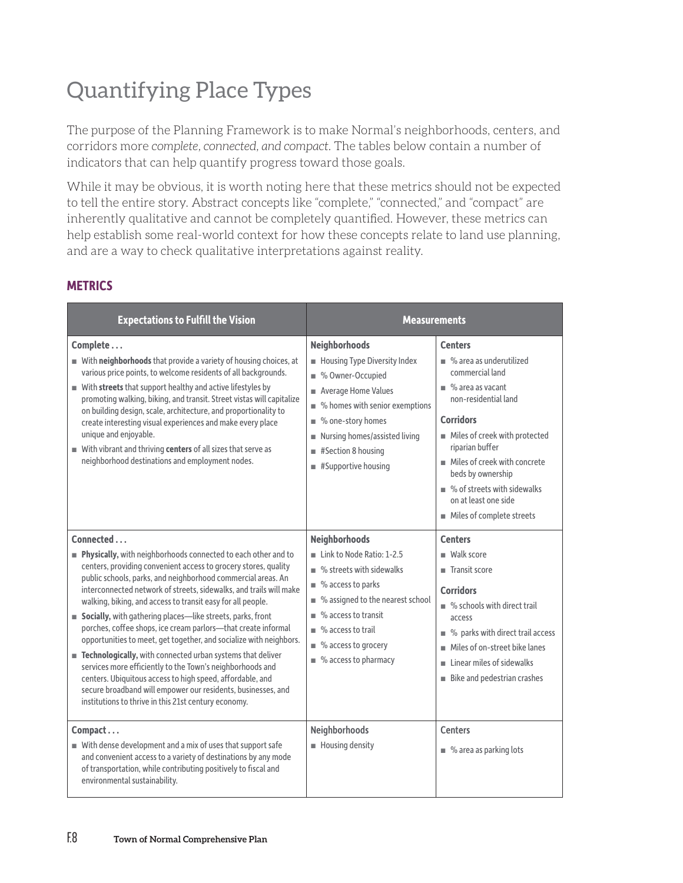# Quantifying Place Types

The purpose of the Planning Framework is to make Normal's neighborhoods, centers, and corridors more *complete, connected, and compact*. The tables below contain a number of indicators that can help quantify progress toward those goals.

While it may be obvious, it is worth noting here that these metrics should not be expected to tell the entire story. Abstract concepts like "complete," "connected," and "compact" are inherently qualitative and cannot be completely quantified. However, these metrics can help establish some real-world context for how these concepts relate to land use planning, and are a way to check qualitative interpretations against reality.

## METRICS

| Expectations to Fulfill the Vision | Measurements | |
|---|---|---|
| **Complete . . .**<br>■ With **neighborhoods** that provide a variety of housing choices, at various price points, to welcome residents of all backgrounds.<br>■ With **streets** that support healthy and active lifestyles by promoting walking, biking, and transit. Street vistas will capitalize on building design, scale, architecture, and proportionality to create interesting visual experiences and make every place unique and enjoyable.<br>■ With vibrant and thriving **centers** of all sizes that serve as neighborhood destinations and employment nodes. | **Neighborhoods**<br>■ Housing Type Diversity Index<br>■ % Owner-Occupied<br>■ Average Home Values<br>■ % homes with senior exemptions<br>■ % one-story homes<br>■ Nursing homes/assisted living<br>■ #Section 8 housing<br>■ #Supportive housing | **Centers**<br>■ % area as underutilized commercial land<br>■ % area as vacant non-residential land<br>**Corridors**<br>■ Miles of creek with protected riparian buffer<br>■ Miles of creek with concrete beds by ownership<br>■ % of streets with sidewalks on at least one side<br>■ Miles of complete streets |
| **Connected . . .**<br>■ **Physically,** with neighborhoods connected to each other and to centers, providing convenient access to grocery stores, quality public schools, parks, and neighborhood commercial areas. An interconnected network of streets, sidewalks, and trails will make walking, biking, and access to transit easy for all people.<br>■ **Socially,** with gathering places—like streets, parks, front porches, coffee shops, ice cream parlors—that create informal opportunities to meet, get together, and socialize with neighbors.<br>■ **Technologically,** with connected urban systems that deliver services more efficiently to the Town's neighborhoods and centers. Ubiquitous access to high speed, affordable, and secure broadband will empower our residents, businesses, and institutions to thrive in this 21st century economy. | **Neighborhoods**<br>■ Link to Node Ratio: 1-2.5<br>■ % streets with sidewalks<br>■ % access to parks<br>■ % assigned to the nearest school<br>■ % access to transit<br>■ % access to trail<br>■ % access to grocery<br>■ % access to pharmacy | **Centers**<br>■ Walk score<br>■ Transit score<br>**Corridors**<br>■ % schools with direct trail access<br>■ % parks with direct trail access<br>■ Miles of on-street bike lanes<br>■ Linear miles of sidewalks<br>■ Bike and pedestrian crashes |
| **Compact . . .**<br>■ With dense development and a mix of uses that support safe and convenient access to a variety of destinations by any mode of transportation, while contributing positively to fiscal and environmental sustainability. | **Neighborhoods**<br>■ Housing density | **Centers**<br>■ % area as parking lots |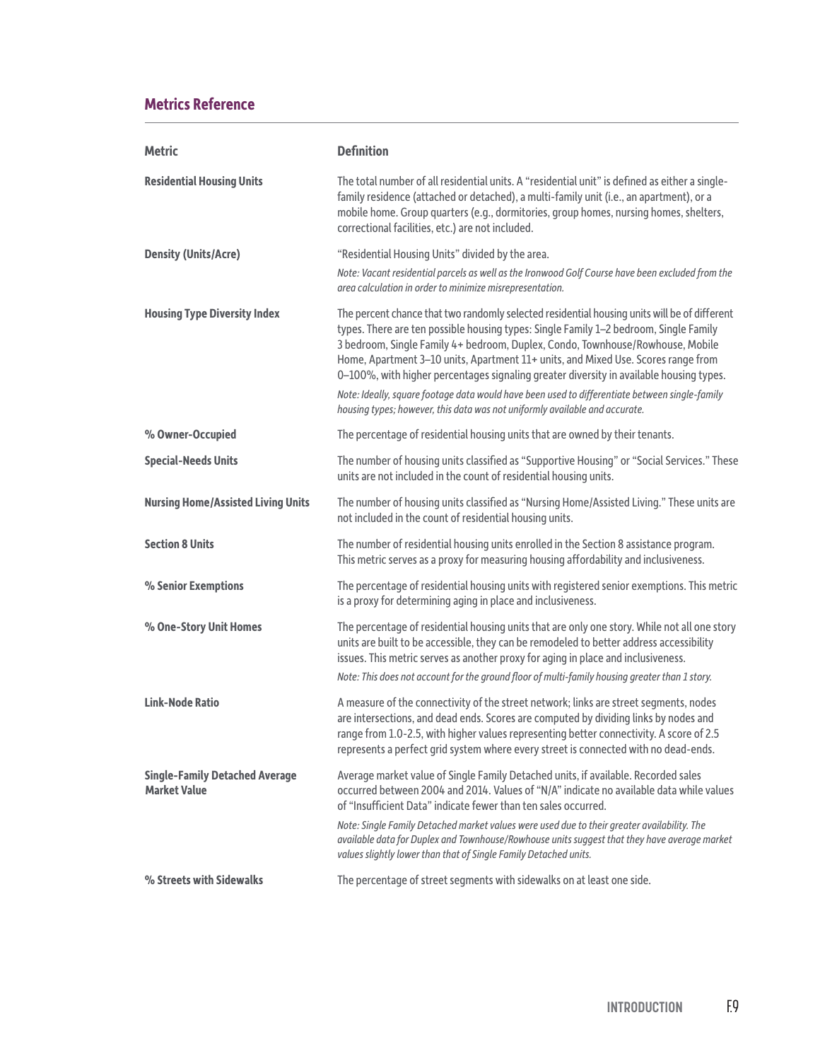## Metrics Reference

| Metric | Definition |
|---|---|
| **Residential Housing Units** | The total number of all residential units. A "residential unit" is defined as either a single-family residence (attached or detached), a multi-family unit (i.e., an apartment), or a mobile home. Group quarters (e.g., dormitories, group homes, nursing homes, shelters, correctional facilities, etc.) are not included. |
| **Density (Units/Acre)** | "Residential Housing Units" divided by the area. *Note: Vacant residential parcels as well as the Ironwood Golf Course have been excluded from the area calculation in order to minimize misrepresentation.* |
| **Housing Type Diversity Index** | The percent chance that two randomly selected residential housing units will be of different types. There are ten possible housing types: Single Family 1–2 bedroom, Single Family 3 bedroom, Single Family 4+ bedroom, Duplex, Condo, Townhouse/Rowhouse, Mobile Home, Apartment 3–10 units, Apartment 11+ units, and Mixed Use. Scores range from 0–100%, with higher percentages signaling greater diversity in available housing types. *Note: Ideally, square footage data would have been used to differentiate between single-family housing types; however, this data was not uniformly available and accurate.* |
| **% Owner-Occupied** | The percentage of residential housing units that are owned by their tenants. |
| **Special-Needs Units** | The number of housing units classified as "Supportive Housing" or "Social Services." These units are not included in the count of residential housing units. |
| **Nursing Home/Assisted Living Units** | The number of housing units classified as "Nursing Home/Assisted Living." These units are not included in the count of residential housing units. |
| **Section 8 Units** | The number of residential housing units enrolled in the Section 8 assistance program. This metric serves as a proxy for measuring housing affordability and inclusiveness. |
| **% Senior Exemptions** | The percentage of residential housing units with registered senior exemptions. This metric is a proxy for determining aging in place and inclusiveness. |
| **% One-Story Unit Homes** | The percentage of residential housing units that are only one story. While not all one story units are built to be accessible, they can be remodeled to better address accessibility issues. This metric serves as another proxy for aging in place and inclusiveness. *Note: This does not account for the ground floor of multi-family housing greater than 1 story.* |
| **Link-Node Ratio** | A measure of the connectivity of the street network; links are street segments, nodes are intersections, and dead ends. Scores are computed by dividing links by nodes and range from 1.0-2.5, with higher values representing better connectivity. A score of 2.5 represents a perfect grid system where every street is connected with no dead-ends. |
| **Single-Family Detached Average Market Value** | Average market value of Single Family Detached units, if available. Recorded sales occurred between 2004 and 2014. Values of "N/A" indicate no available data while values of "Insufficient Data" indicate fewer than ten sales occurred. *Note: Single Family Detached market values were used due to their greater availability. The available data for Duplex and Townhouse/Rowhouse units suggest that they have average market values slightly lower than that of Single Family Detached units.* |
| **% Streets with Sidewalks** | The percentage of street segments with sidewalks on at least one side. |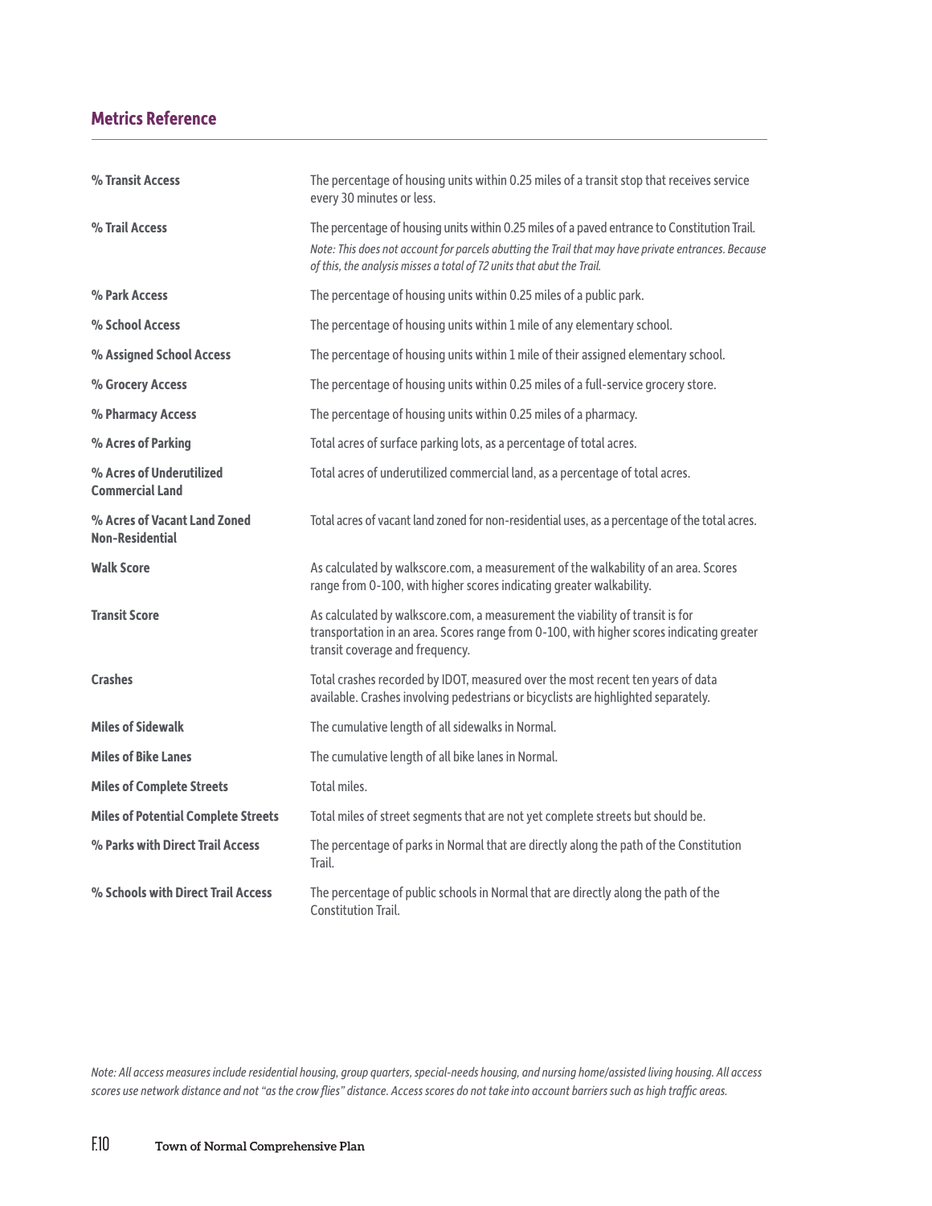## Metrics Reference

| | |
|---|---|
| **% Transit Access** | The percentage of housing units within 0.25 miles of a transit stop that receives service every 30 minutes or less. |
| **% Trail Access** | The percentage of housing units within 0.25 miles of a paved entrance to Constitution Trail. *Note: This does not account for parcels abutting the Trail that may have private entrances. Because of this, the analysis misses a total of 72 units that abut the Trail.* |
| **% Park Access** | The percentage of housing units within 0.25 miles of a public park. |
| **% School Access** | The percentage of housing units within 1 mile of any elementary school. |
| **% Assigned School Access** | The percentage of housing units within 1 mile of their assigned elementary school. |
| **% Grocery Access** | The percentage of housing units within 0.25 miles of a full-service grocery store. |
| **% Pharmacy Access** | The percentage of housing units within 0.25 miles of a pharmacy. |
| **% Acres of Parking** | Total acres of surface parking lots, as a percentage of total acres. |
| **% Acres of Underutilized Commercial Land** | Total acres of underutilized commercial land, as a percentage of total acres. |
| **% Acres of Vacant Land Zoned Non-Residential** | Total acres of vacant land zoned for non-residential uses, as a percentage of the total acres. |
| **Walk Score** | As calculated by walkscore.com, a measurement of the walkability of an area. Scores range from 0-100, with higher scores indicating greater walkability. |
| **Transit Score** | As calculated by walkscore.com, a measurement the viability of transit is for transportation in an area. Scores range from 0-100, with higher scores indicating greater transit coverage and frequency. |
| **Crashes** | Total crashes recorded by IDOT, measured over the most recent ten years of data available. Crashes involving pedestrians or bicyclists are highlighted separately. |
| **Miles of Sidewalk** | The cumulative length of all sidewalks in Normal. |
| **Miles of Bike Lanes** | The cumulative length of all bike lanes in Normal. |
| **Miles of Complete Streets** | Total miles. |
| **Miles of Potential Complete Streets** | Total miles of street segments that are not yet complete streets but should be. |
| **% Parks with Direct Trail Access** | The percentage of parks in Normal that are directly along the path of the Constitution Trail. |
| **% Schools with Direct Trail Access** | The percentage of public schools in Normal that are directly along the path of the Constitution Trail. |

*Note: All access measures include residential housing, group quarters, special-needs housing, and nursing home/assisted living housing. All access scores use network distance and not "as the crow flies" distance. Access scores do not take into account barriers such as high traffic areas.*